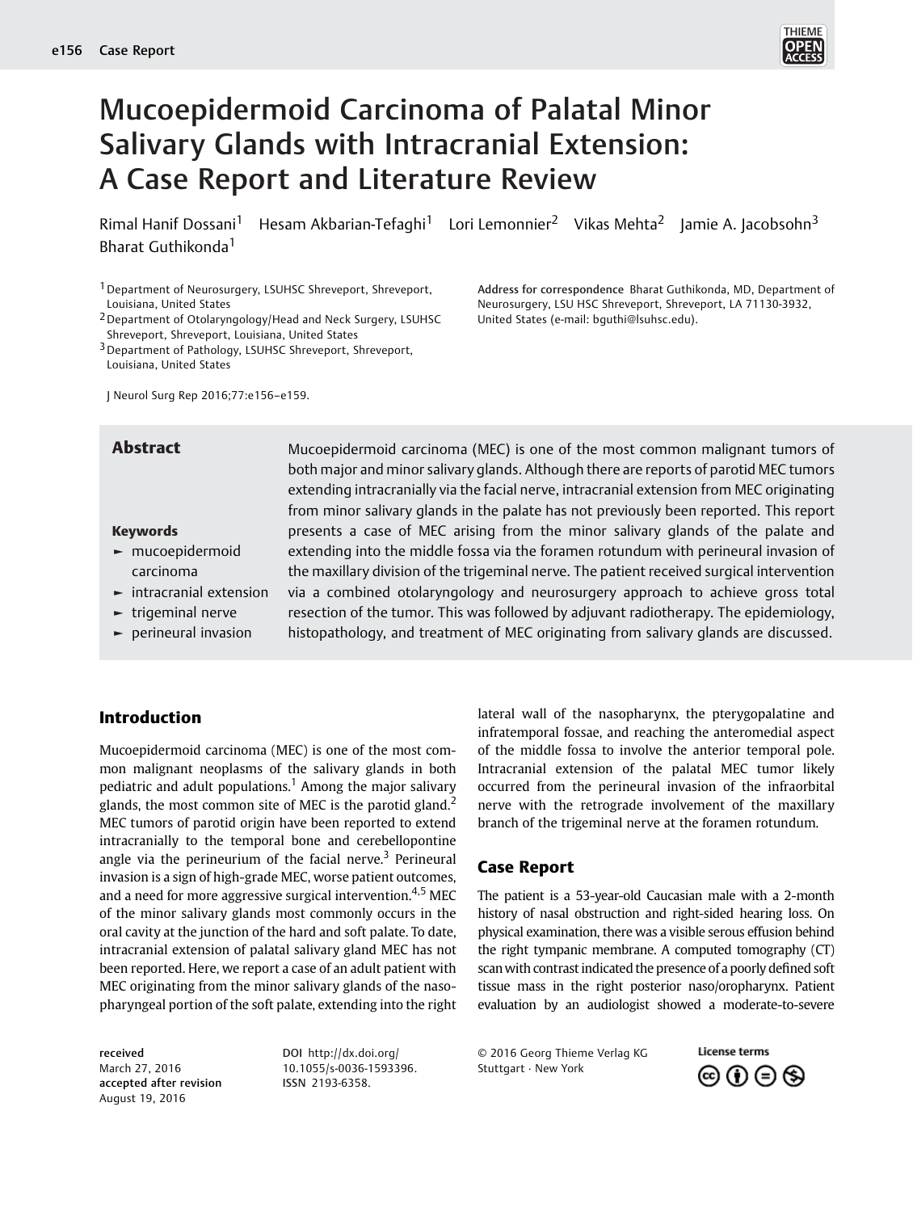# Mucoepidermoid Carcinoma of Palatal Minor Salivary Glands with Intracranial Extension: A Case Report and Literature Review

Rimal Hanif Dossani[1] Hesam Akbarian-Tefaghi[1] Lori Lemonnier[2] Vikas Mehta[2] Jamie A. Jacobsohn[3] Bharat Guthikonda[1]

[1] Department of Neurosurgery, LSUHSC Shreveport, Shreveport, Louisiana, United States
[2] Department of Otolaryngology/Head and Neck Surgery, LSUHSC Shreveport, Shreveport, Louisiana, United States
[3] Department of Pathology, LSUHSC Shreveport, Shreveport, Louisiana, United States

J Neurol Surg Rep 2016;77:e156–e159.

Address for correspondence Bharat Guthikonda, MD, Department of Neurosurgery, LSU HSC Shreveport, Shreveport, LA 71130-3932, United States (e-mail: bguthi@lsuhsc.edu).

## Abstract

Mucoepidermoid carcinoma (MEC) is one of the most common malignant tumors of both major and minor salivary glands. Although there are reports of parotid MEC tumors extending intracranially via the facial nerve, intracranial extension from MEC originating from minor salivary glands in the palate has not previously been reported. This report presents a case of MEC arising from the minor salivary glands of the palate and extending into the middle fossa via the foramen rotundum with perineural invasion of the maxillary division of the trigeminal nerve. The patient received surgical intervention via a combined otolaryngology and neurosurgery approach to achieve gross total resection of the tumor. This was followed by adjuvant radiotherapy. The epidemiology, histopathology, and treatment of MEC originating from salivary glands are discussed.

**Keywords**
- mucoepidermoid carcinoma
- intracranial extension
- trigeminal nerve
- perineural invasion

## Introduction

Mucoepidermoid carcinoma (MEC) is one of the most common malignant neoplasms of the salivary glands in both pediatric and adult populations.[1] Among the major salivary glands, the most common site of MEC is the parotid gland.[2] MEC tumors of parotid origin have been reported to extend intracranially to the temporal bone and cerebellopontine angle via the perineurium of the facial nerve.[3] Perineural invasion is a sign of high-grade MEC, worse patient outcomes, and a need for more aggressive surgical intervention.[4,5] MEC of the minor salivary glands most commonly occurs in the oral cavity at the junction of the hard and soft palate. To date, intracranial extension of palatal salivary gland MEC has not been reported. Here, we report a case of an adult patient with MEC originating from the minor salivary glands of the nasopharyngeal portion of the soft palate, extending into the right lateral wall of the nasopharynx, the pterygopalatine and infratemporal fossae, and reaching the anteromedial aspect of the middle fossa to involve the anterior temporal pole. Intracranial extension of the palatal MEC tumor likely occurred from the perineural invasion of the infraorbital nerve with the retrograde involvement of the maxillary branch of the trigeminal nerve at the foramen rotundum.

## Case Report

The patient is a 53-year-old Caucasian male with a 2-month history of nasal obstruction and right-sided hearing loss. On physical examination, there was a visible serous effusion behind the right tympanic membrane. A computed tomography (CT) scan with contrast indicated the presence of a poorly defined soft tissue mass in the right posterior naso/oropharynx. Patient evaluation by an audiologist showed a moderate-to-severe

received March 27, 2016
accepted after revision August 19, 2016

DOI http://dx.doi.org/10.1055/s-0036-1593396.
ISSN 2193-6358.

© 2016 Georg Thieme Verlag KG Stuttgart · New York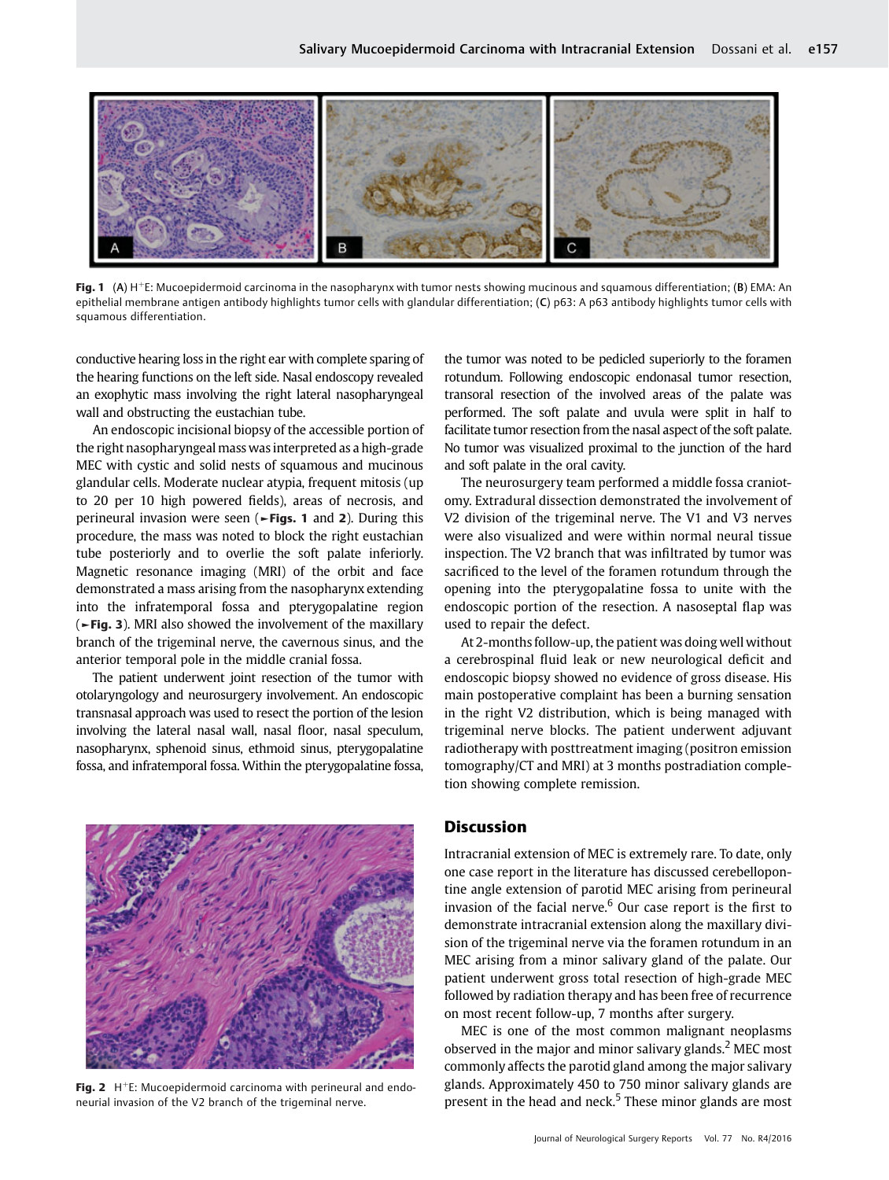**Fig. 1** (A) H+E: Mucoepidermoid carcinoma in the nasopharynx with tumor nests showing mucinous and squamous differentiation; (B) EMA: An epithelial membrane antigen antibody highlights tumor cells with glandular differentiation; (C) p63: A p63 antibody highlights tumor cells with squamous differentiation.

conductive hearing loss in the right ear with complete sparing of the hearing functions on the left side. Nasal endoscopy revealed an exophytic mass involving the right lateral nasopharyngeal wall and obstructing the eustachian tube.

An endoscopic incisional biopsy of the accessible portion of the right nasopharyngeal mass was interpreted as a high-grade MEC with cystic and solid nests of squamous and mucinous glandular cells. Moderate nuclear atypia, frequent mitosis (up to 20 per 10 high powered fields), areas of necrosis, and perineural invasion were seen (►**Figs. 1** and **2**). During this procedure, the mass was noted to block the right eustachian tube posteriorly and to overlie the soft palate inferiorly. Magnetic resonance imaging (MRI) of the orbit and face demonstrated a mass arising from the nasopharynx extending into the infratemporal fossa and pterygopalatine region (►**Fig. 3**). MRI also showed the involvement of the maxillary branch of the trigeminal nerve, the cavernous sinus, and the anterior temporal pole in the middle cranial fossa.

The patient underwent joint resection of the tumor with otolaryngology and neurosurgery involvement. An endoscopic transnasal approach was used to resect the portion of the lesion involving the lateral nasal wall, nasal floor, nasal speculum, nasopharynx, sphenoid sinus, ethmoid sinus, pterygopalatine fossa, and infratemporal fossa. Within the pterygopalatine fossa, the tumor was noted to be pedicled superiorly to the foramen rotundum. Following endoscopic endonasal tumor resection, transoral resection of the involved areas of the palate was performed. The soft palate and uvula were split in half to facilitate tumor resection from the nasal aspect of the soft palate. No tumor was visualized proximal to the junction of the hard and soft palate in the oral cavity.

The neurosurgery team performed a middle fossa craniotomy. Extradural dissection demonstrated the involvement of V2 division of the trigeminal nerve. The V1 and V3 nerves were also visualized and were within normal neural tissue inspection. The V2 branch that was infiltrated by tumor was sacrificed to the level of the foramen rotundum through the opening into the pterygopalatine fossa to unite with the endoscopic portion of the resection. A nasoseptal flap was used to repair the defect.

At 2-months follow-up, the patient was doing well without a cerebrospinal fluid leak or new neurological deficit and endoscopic biopsy showed no evidence of gross disease. His main postoperative complaint has been a burning sensation in the right V2 distribution, which is being managed with trigeminal nerve blocks. The patient underwent adjuvant radiotherapy with posttreatment imaging (positron emission tomography/CT and MRI) at 3 months postradiation completion showing complete remission.

**Fig. 2** H+E: Mucoepidermoid carcinoma with perineural and endoneurial invasion of the V2 branch of the trigeminal nerve.

## Discussion

Intracranial extension of MEC is extremely rare. To date, only one case report in the literature has discussed cerebellopontine angle extension of parotid MEC arising from perineural invasion of the facial nerve.[6] Our case report is the first to demonstrate intracranial extension along the maxillary division of the trigeminal nerve via the foramen rotundum in an MEC arising from a minor salivary gland of the palate. Our patient underwent gross total resection of high-grade MEC followed by radiation therapy and has been free of recurrence on most recent follow-up, 7 months after surgery.

MEC is one of the most common malignant neoplasms observed in the major and minor salivary glands.[2] MEC most commonly affects the parotid gland among the major salivary glands. Approximately 450 to 750 minor salivary glands are present in the head and neck.[5] These minor glands are most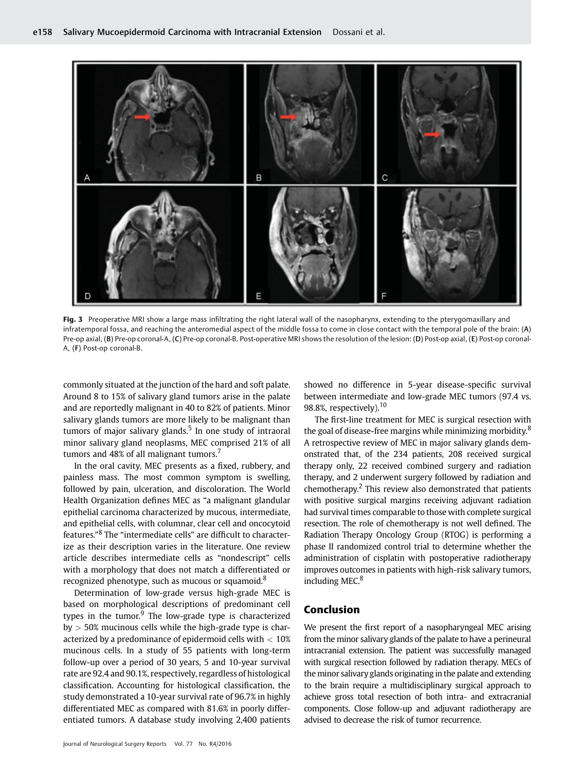Fig. 3 Preoperative MRI show a large mass infiltrating the right lateral wall of the nasopharynx, extending to the pterygomaxillary and infratemporal fossa, and reaching the anteromedial aspect of the middle fossa to come in close contact with the temporal pole of the brain: (A) Pre-op axial, (B) Pre-op coronal-A, (C) Pre-op coronal-B. Post-operative MRI shows the resolution of the lesion: (D) Post-op axial, (E) Post-op coronal-A, (F) Post-op coronal-B.

commonly situated at the junction of the hard and soft palate. Around 8 to 15% of salivary gland tumors arise in the palate and are reportedly malignant in 40 to 82% of patients. Minor salivary glands tumors are more likely to be malignant than tumors of major salivary glands.[5] In one study of intraoral minor salivary gland neoplasms, MEC comprised 21% of all tumors and 48% of all malignant tumors.[7]

In the oral cavity, MEC presents as a fixed, rubbery, and painless mass. The most common symptom is swelling, followed by pain, ulceration, and discoloration. The World Health Organization defines MEC as "a malignant glandular epithelial carcinoma characterized by mucous, intermediate, and epithelial cells, with columnar, clear cell and oncocytoid features."[8] The "intermediate cells" are difficult to characterize as their description varies in the literature. One review article describes intermediate cells as "nondescript" cells with a morphology that does not match a differentiated or recognized phenotype, such as mucous or squamoid.[8]

Determination of low-grade versus high-grade MEC is based on morphological descriptions of predominant cell types in the tumor.[9] The low-grade type is characterized by > 50% mucinous cells while the high-grade type is characterized by a predominance of epidermoid cells with < 10% mucinous cells. In a study of 55 patients with long-term follow-up over a period of 30 years, 5 and 10-year survival rate are 92.4 and 90.1%, respectively, regardless of histological classification. Accounting for histological classification, the study demonstrated a 10-year survival rate of 96.7% in highly differentiated MEC as compared with 81.6% in poorly differentiated tumors. A database study involving 2,400 patients showed no difference in 5-year disease-specific survival between intermediate and low-grade MEC tumors (97.4 vs. 98.8%, respectively).[10]

The first-line treatment for MEC is surgical resection with the goal of disease-free margins while minimizing morbidity.[8] A retrospective review of MEC in major salivary glands demonstrated that, of the 234 patients, 208 received surgical therapy only, 22 received combined surgery and radiation therapy, and 2 underwent surgery followed by radiation and chemotherapy.[2] This review also demonstrated that patients with positive surgical margins receiving adjuvant radiation had survival times comparable to those with complete surgical resection. The role of chemotherapy is not well defined. The Radiation Therapy Oncology Group (RTOG) is performing a phase II randomized control trial to determine whether the administration of cisplatin with postoperative radiotherapy improves outcomes in patients with high-risk salivary tumors, including MEC.[8]

## Conclusion

We present the first report of a nasopharyngeal MEC arising from the minor salivary glands of the palate to have a perineural intracranial extension. The patient was successfully managed with surgical resection followed by radiation therapy. MECs of the minor salivary glands originating in the palate and extending to the brain require a multidisciplinary surgical approach to achieve gross total resection of both intra- and extracranial components. Close follow-up and adjuvant radiotherapy are advised to decrease the risk of tumor recurrence.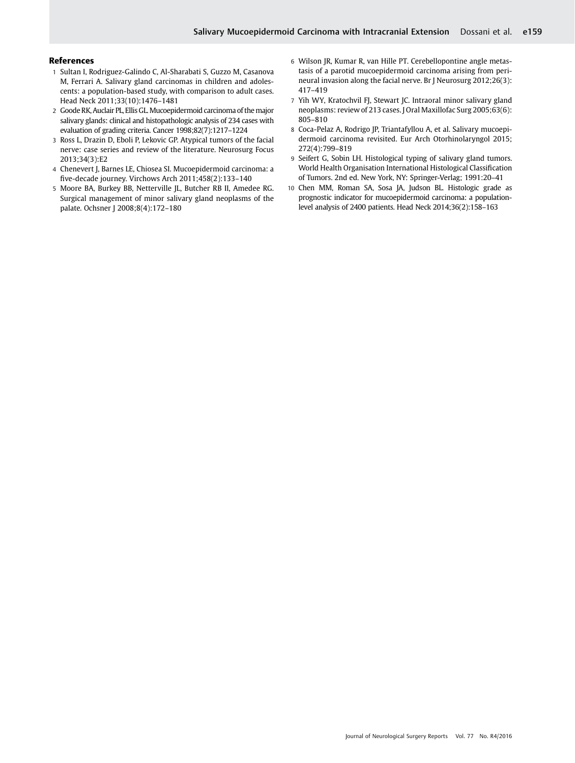## References

1. Sultan I, Rodriguez-Galindo C, Al-Sharabati S, Guzzo M, Casanova M, Ferrari A. Salivary gland carcinomas in children and adolescents: a population-based study, with comparison to adult cases. Head Neck 2011;33(10):1476–1481
2. Goode RK, Auclair PL, Ellis GL. Mucoepidermoid carcinoma of the major salivary glands: clinical and histopathologic analysis of 234 cases with evaluation of grading criteria. Cancer 1998;82(7):1217–1224
3. Ross L, Drazin D, Eboli P, Lekovic GP. Atypical tumors of the facial nerve: case series and review of the literature. Neurosurg Focus 2013;34(3):E2
4. Chenevert J, Barnes LE, Chiosea SI. Mucoepidermoid carcinoma: a five-decade journey. Virchows Arch 2011;458(2):133–140
5. Moore BA, Burkey BB, Netterville JL, Butcher RB II, Amedee RG. Surgical management of minor salivary gland neoplasms of the palate. Ochsner J 2008;8(4):172–180
6. Wilson JR, Kumar R, van Hille PT. Cerebellopontine angle metastasis of a parotid mucoepidermoid carcinoma arising from perineural invasion along the facial nerve. Br J Neurosurg 2012;26(3):417–419
7. Yih WY, Kratochvil FJ, Stewart JC. Intraoral minor salivary gland neoplasms: review of 213 cases. J Oral Maxillofac Surg 2005;63(6):805–810
8. Coca-Pelaz A, Rodrigo JP, Triantafyllou A, et al. Salivary mucoepidermoid carcinoma revisited. Eur Arch Otorhinolaryngol 2015;272(4):799–819
9. Seifert G, Sobin LH. Histological typing of salivary gland tumors. World Health Organisation International Histological Classification of Tumors. 2nd ed. New York, NY: Springer-Verlag; 1991:20–41
10. Chen MM, Roman SA, Sosa JA, Judson BL. Histologic grade as prognostic indicator for mucoepidermoid carcinoma: a population-level analysis of 2400 patients. Head Neck 2014;36(2):158–163